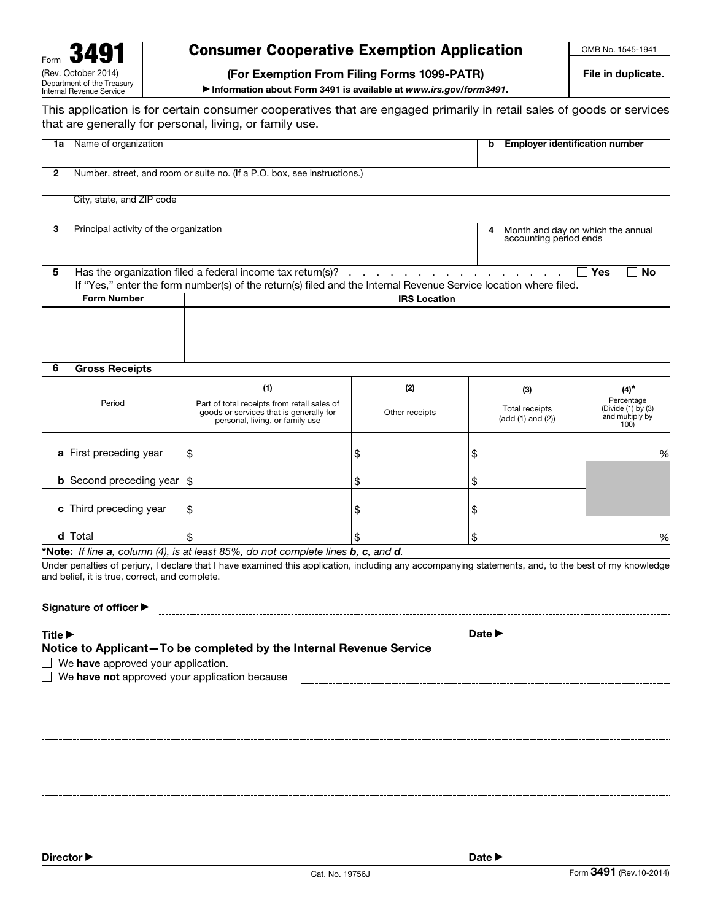Form **3491**
(Rev. October 2014)
Department of the Treasury
Internal Revenue Service

# Consumer Cooperative Exemption Application

**(For Exemption From Filing Forms 1099-PATR)**

▶ Information about Form 3491 is available at *www.irs.gov/form3491*.

OMB No. 1545-1941

**File in duplicate.**

This application is for certain consumer cooperatives that are engaged primarily in retail sales of goods or services that are generally for personal, living, or family use.

**1a** Name of organization

**b** **Employer identification number**

**2** Number, street, and room or suite no. (If a P.O. box, see instructions.)

City, state, and ZIP code

**3** Principal activity of the organization

**4** Month and day on which the annual accounting period ends

**5** Has the organization filed a federal income tax return(s)? . . . . . . . . . . . . . . . . . . . ☐ **Yes** ☐ **No**

If "Yes," enter the form number(s) of the return(s) filed and the Internal Revenue Service location where filed.

| Form Number | IRS Location |
|---|---|
| | |
| | |

**6** **Gross Receipts**

| Period | (1) Part of total receipts from retail sales of goods or services that is generally for personal, living, or family use | (2) Other receipts | (3) Total receipts (add (1) and (2)) | (4)* Percentage (Divide (1) by (3) and multiply by 100) |
|---|---|---|---|---|
| **a** First preceding year | $ | $ | $ | % |
| **b** Second preceding year | $ | $ | $ | |
| **c** Third preceding year | $ | $ | $ | |
| **d** Total | $ | $ | $ | % |

***Note:** *If line **a**, column (4), is at least 85%, do not complete lines **b**, **c**, and **d**.*

Under penalties of perjury, I declare that I have examined this application, including any accompanying statements, and, to the best of my knowledge and belief, it is true, correct, and complete.

**Signature of officer ▶**

**Title ▶** **Date ▶**

## Notice to Applicant—To be completed by the Internal Revenue Service

☐ We **have** approved your application.

☐ We **have not** approved your application because

**Director ▶** **Date ▶**

Cat. No. 19756J

Form **3491** (Rev.10-2014)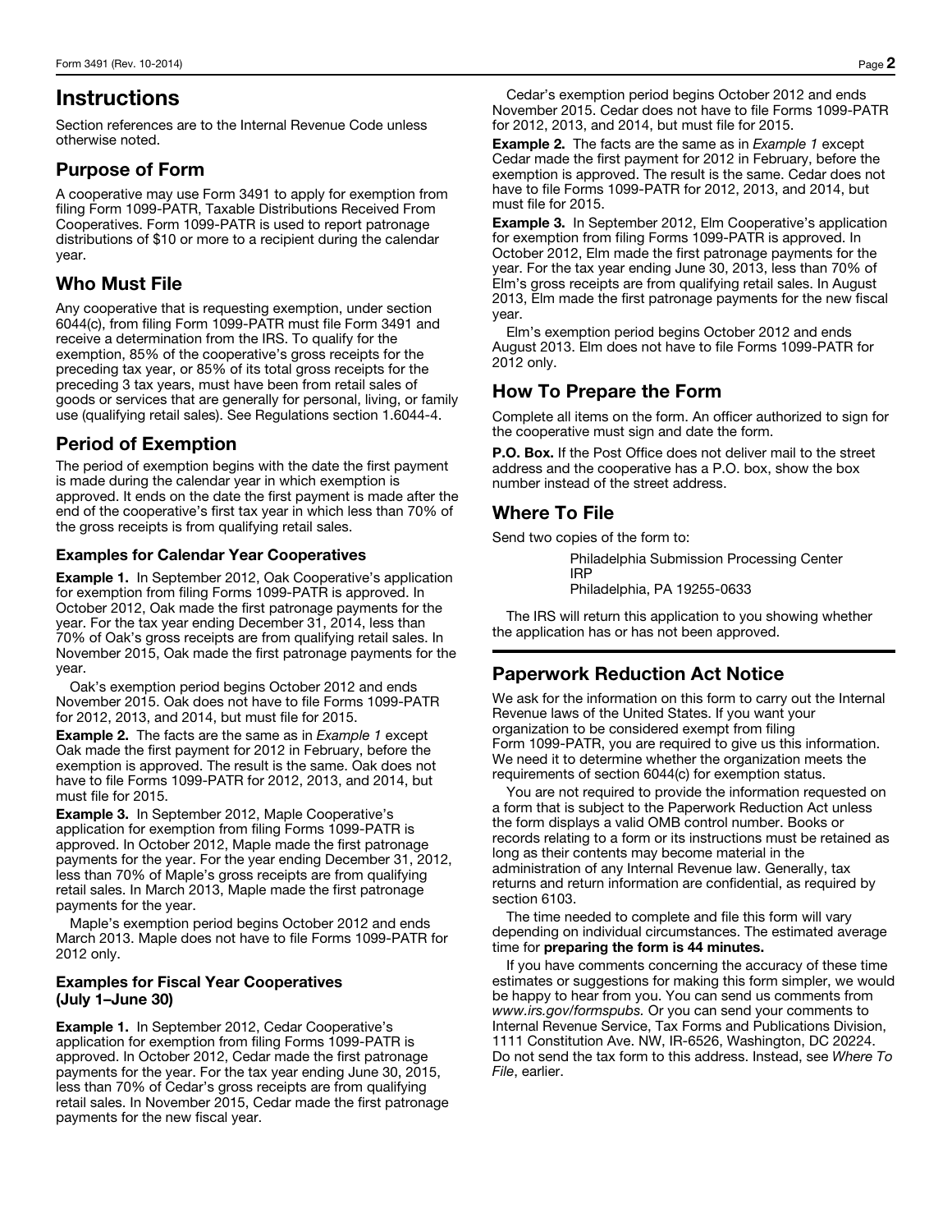# Instructions

Section references are to the Internal Revenue Code unless otherwise noted.

## Purpose of Form

A cooperative may use Form 3491 to apply for exemption from filing Form 1099-PATR, Taxable Distributions Received From Cooperatives. Form 1099-PATR is used to report patronage distributions of $10 or more to a recipient during the calendar year.

## Who Must File

Any cooperative that is requesting exemption, under section 6044(c), from filing Form 1099-PATR must file Form 3491 and receive a determination from the IRS. To qualify for the exemption, 85% of the cooperative's gross receipts for the preceding tax year, or 85% of its total gross receipts for the preceding 3 tax years, must have been from retail sales of goods or services that are generally for personal, living, or family use (qualifying retail sales). See Regulations section 1.6044-4.

## Period of Exemption

The period of exemption begins with the date the first payment is made during the calendar year in which exemption is approved. It ends on the date the first payment is made after the end of the cooperative's first tax year in which less than 70% of the gross receipts is from qualifying retail sales.

### Examples for Calendar Year Cooperatives

**Example 1.** In September 2012, Oak Cooperative's application for exemption from filing Forms 1099-PATR is approved. In October 2012, Oak made the first patronage payments for the year. For the tax year ending December 31, 2014, less than 70% of Oak's gross receipts are from qualifying retail sales. In November 2015, Oak made the first patronage payments for the year.

Oak's exemption period begins October 2012 and ends November 2015. Oak does not have to file Forms 1099-PATR for 2012, 2013, and 2014, but must file for 2015.

**Example 2.** The facts are the same as in *Example 1* except Oak made the first payment for 2012 in February, before the exemption is approved. The result is the same. Oak does not have to file Forms 1099-PATR for 2012, 2013, and 2014, but must file for 2015.

**Example 3.** In September 2012, Maple Cooperative's application for exemption from filing Forms 1099-PATR is approved. In October 2012, Maple made the first patronage payments for the year. For the year ending December 31, 2012, less than 70% of Maple's gross receipts are from qualifying retail sales. In March 2013, Maple made the first patronage payments for the year.

Maple's exemption period begins October 2012 and ends March 2013. Maple does not have to file Forms 1099-PATR for 2012 only.

### Examples for Fiscal Year Cooperatives (July 1–June 30)

**Example 1.** In September 2012, Cedar Cooperative's application for exemption from filing Forms 1099-PATR is approved. In October 2012, Cedar made the first patronage payments for the year. For the tax year ending June 30, 2015, less than 70% of Cedar's gross receipts are from qualifying retail sales. In November 2015, Cedar made the first patronage payments for the new fiscal year.

Cedar's exemption period begins October 2012 and ends November 2015. Cedar does not have to file Forms 1099-PATR for 2012, 2013, and 2014, but must file for 2015.

**Example 2.** The facts are the same as in *Example 1* except Cedar made the first payment for 2012 in February, before the exemption is approved. The result is the same. Cedar does not have to file Forms 1099-PATR for 2012, 2013, and 2014, but must file for 2015.

**Example 3.** In September 2012, Elm Cooperative's application for exemption from filing Forms 1099-PATR is approved. In October 2012, Elm made the first patronage payments for the year. For the tax year ending June 30, 2013, less than 70% of Elm's gross receipts are from qualifying retail sales. In August 2013, Elm made the first patronage payments for the new fiscal year.

Elm's exemption period begins October 2012 and ends August 2013. Elm does not have to file Forms 1099-PATR for 2012 only.

## How To Prepare the Form

Complete all items on the form. An officer authorized to sign for the cooperative must sign and date the form.

**P.O. Box.** If the Post Office does not deliver mail to the street address and the cooperative has a P.O. box, show the box number instead of the street address.

## Where To File

Send two copies of the form to:

Philadelphia Submission Processing Center
IRP
Philadelphia, PA 19255-0633

The IRS will return this application to you showing whether the application has or has not been approved.

## Paperwork Reduction Act Notice

We ask for the information on this form to carry out the Internal Revenue laws of the United States. If you want your organization to be considered exempt from filing Form 1099-PATR, you are required to give us this information. We need it to determine whether the organization meets the requirements of section 6044(c) for exemption status.

You are not required to provide the information requested on a form that is subject to the Paperwork Reduction Act unless the form displays a valid OMB control number. Books or records relating to a form or its instructions must be retained as long as their contents may become material in the administration of any Internal Revenue law. Generally, tax returns and return information are confidential, as required by section 6103.

The time needed to complete and file this form will vary depending on individual circumstances. The estimated average time for **preparing the form is 44 minutes.**

If you have comments concerning the accuracy of these time estimates or suggestions for making this form simpler, we would be happy to hear from you. You can send us comments from *www.irs.gov/formspubs.* Or you can send your comments to Internal Revenue Service, Tax Forms and Publications Division, 1111 Constitution Ave. NW, IR-6526, Washington, DC 20224. Do not send the tax form to this address. Instead, see *Where To File*, earlier.